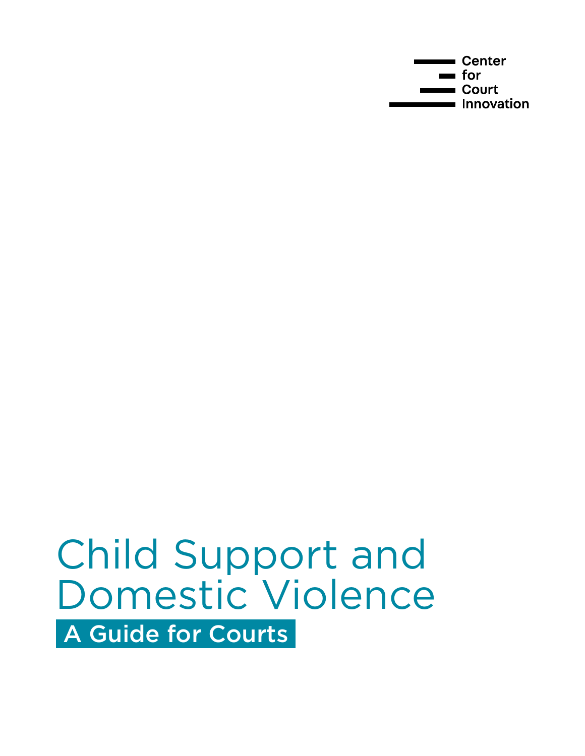Center for Court Innovation

# Child Support and Domestic Violence

## A Guide for Courts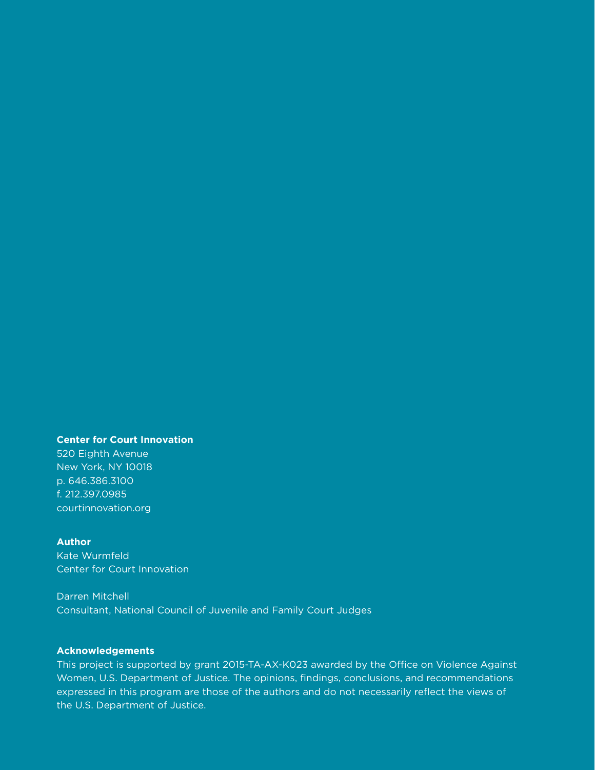**Center for Court Innovation**

520 Eighth Avenue
New York, NY 10018
p. 646.386.3100
f. 212.397.0985
courtinnovation.org

**Author**

Kate Wurmfeld
Center for Court Innovation

Darren Mitchell
Consultant, National Council of Juvenile and Family Court Judges

**Acknowledgements**

This project is supported by grant 2015-TA-AX-K023 awarded by the Office on Violence Against Women, U.S. Department of Justice. The opinions, findings, conclusions, and recommendations expressed in this program are those of the authors and do not necessarily reflect the views of the U.S. Department of Justice.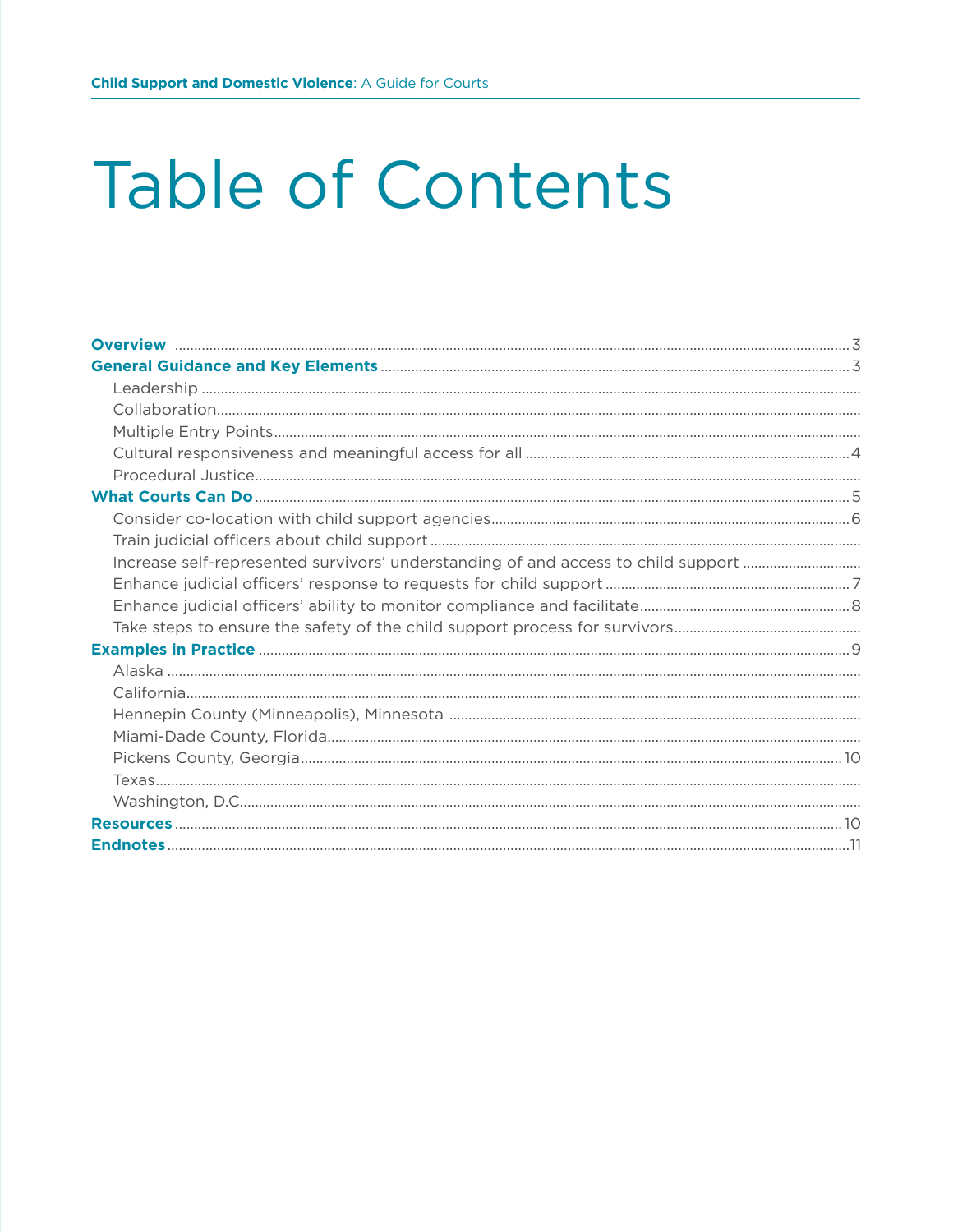# Table of Contents

- **Overview** ... 3
- **General Guidance and Key Elements** ... 3
  - Leadership
  - Collaboration
  - Multiple Entry Points
  - Cultural responsiveness and meaningful access for all ... 4
  - Procedural Justice
- **What Courts Can Do** ... 5
  - Consider co-location with child support agencies ... 6
  - Train judicial officers about child support
  - Increase self-represented survivors' understanding of and access to child support
  - Enhance judicial officers' response to requests for child support ... 7
  - Enhance judicial officers' ability to monitor compliance and facilitate ... 8
  - Take steps to ensure the safety of the child support process for survivors
- **Examples in Practice** ... 9
  - Alaska
  - California
  - Hennepin County (Minneapolis), Minnesota
  - Miami-Dade County, Florida
  - Pickens County, Georgia ... 10
  - Texas
  - Washington, D.C.
- **Resources** ... 10
- **Endnotes** ... 11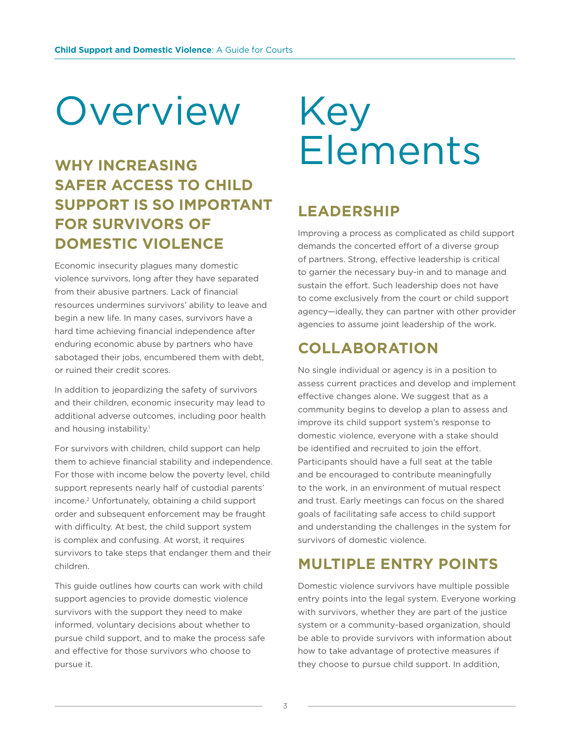# Overview

## WHY INCREASING SAFER ACCESS TO CHILD SUPPORT IS SO IMPORTANT FOR SURVIVORS OF DOMESTIC VIOLENCE

Economic insecurity plagues many domestic violence survivors, long after they have separated from their abusive partners. Lack of financial resources undermines survivors' ability to leave and begin a new life. In many cases, survivors have a hard time achieving financial independence after enduring economic abuse by partners who have sabotaged their jobs, encumbered them with debt, or ruined their credit scores.

In addition to jeopardizing the safety of survivors and their children, economic insecurity may lead to additional adverse outcomes, including poor health and housing instability.[1]

For survivors with children, child support can help them to achieve financial stability and independence. For those with income below the poverty level, child support represents nearly half of custodial parents' income.[2] Unfortunately, obtaining a child support order and subsequent enforcement may be fraught with difficulty. At best, the child support system is complex and confusing. At worst, it requires survivors to take steps that endanger them and their children.

This guide outlines how courts can work with child support agencies to provide domestic violence survivors with the support they need to make informed, voluntary decisions about whether to pursue child support, and to make the process safe and effective for those survivors who choose to pursue it.

# Key Elements

## LEADERSHIP

Improving a process as complicated as child support demands the concerted effort of a diverse group of partners. Strong, effective leadership is critical to garner the necessary buy-in and to manage and sustain the effort. Such leadership does not have to come exclusively from the court or child support agency—ideally, they can partner with other provider agencies to assume joint leadership of the work.

## COLLABORATION

No single individual or agency is in a position to assess current practices and develop and implement effective changes alone. We suggest that as a community begins to develop a plan to assess and improve its child support system's response to domestic violence, everyone with a stake should be identified and recruited to join the effort. Participants should have a full seat at the table and be encouraged to contribute meaningfully to the work, in an environment of mutual respect and trust. Early meetings can focus on the shared goals of facilitating safe access to child support and understanding the challenges in the system for survivors of domestic violence.

## MULTIPLE ENTRY POINTS

Domestic violence survivors have multiple possible entry points into the legal system. Everyone working with survivors, whether they are part of the justice system or a community-based organization, should be able to provide survivors with information about how to take advantage of protective measures if they choose to pursue child support. In addition,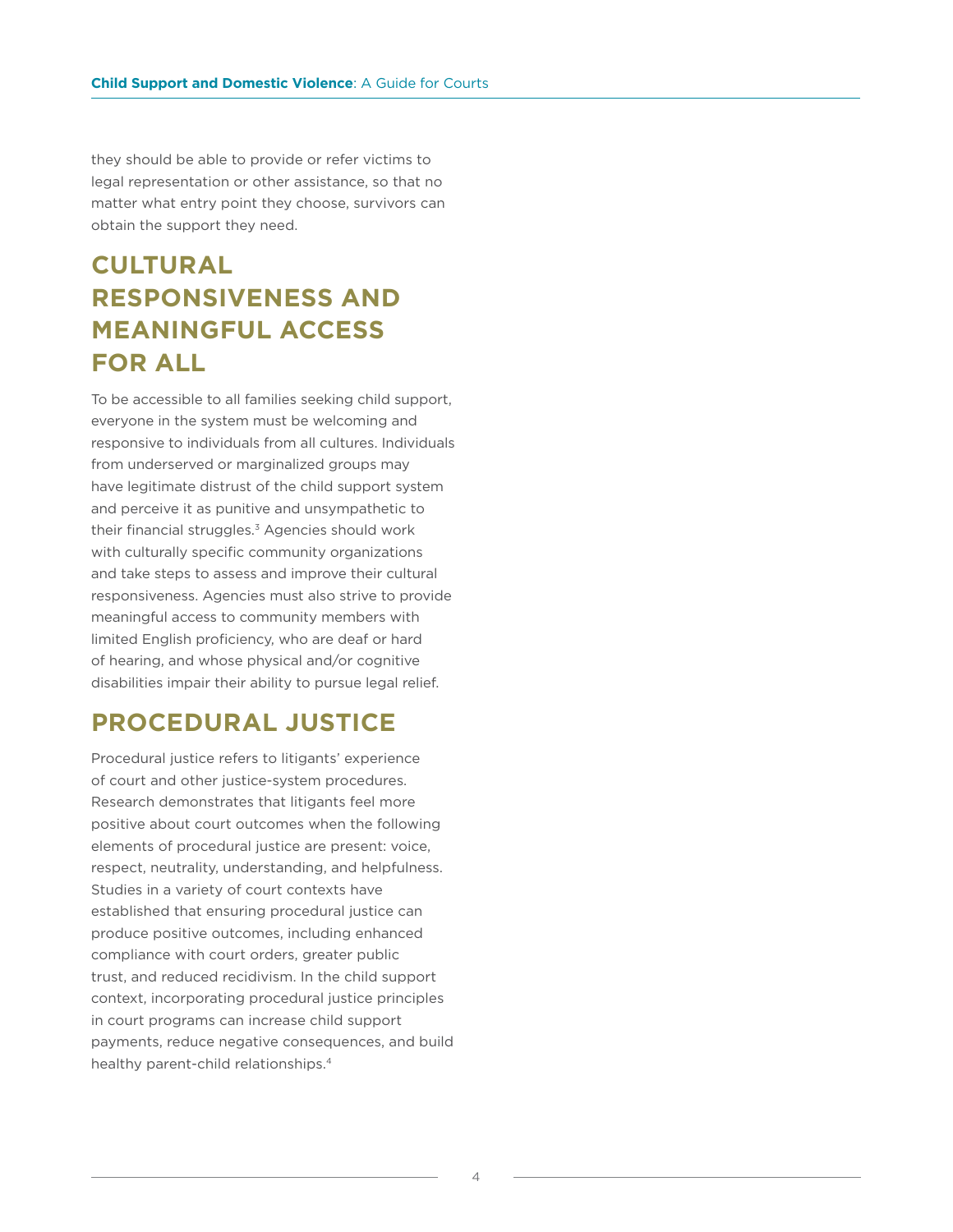they should be able to provide or refer victims to legal representation or other assistance, so that no matter what entry point they choose, survivors can obtain the support they need.

## CULTURAL RESPONSIVENESS AND MEANINGFUL ACCESS FOR ALL

To be accessible to all families seeking child support, everyone in the system must be welcoming and responsive to individuals from all cultures. Individuals from underserved or marginalized groups may have legitimate distrust of the child support system and perceive it as punitive and unsympathetic to their financial struggles.[3] Agencies should work with culturally specific community organizations and take steps to assess and improve their cultural responsiveness. Agencies must also strive to provide meaningful access to community members with limited English proficiency, who are deaf or hard of hearing, and whose physical and/or cognitive disabilities impair their ability to pursue legal relief.

## PROCEDURAL JUSTICE

Procedural justice refers to litigants' experience of court and other justice-system procedures. Research demonstrates that litigants feel more positive about court outcomes when the following elements of procedural justice are present: voice, respect, neutrality, understanding, and helpfulness. Studies in a variety of court contexts have established that ensuring procedural justice can produce positive outcomes, including enhanced compliance with court orders, greater public trust, and reduced recidivism. In the child support context, incorporating procedural justice principles in court programs can increase child support payments, reduce negative consequences, and build healthy parent-child relationships.[4]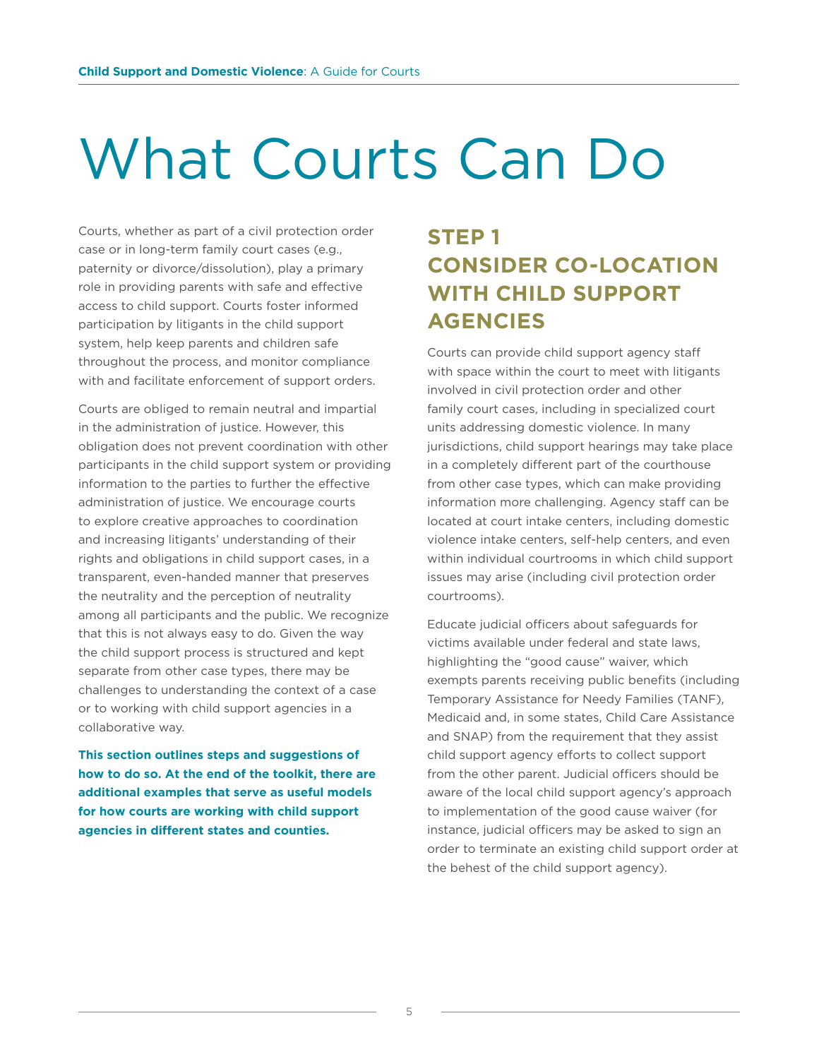# What Courts Can Do

Courts, whether as part of a civil protection order case or in long-term family court cases (e.g., paternity or divorce/dissolution), play a primary role in providing parents with safe and effective access to child support. Courts foster informed participation by litigants in the child support system, help keep parents and children safe throughout the process, and monitor compliance with and facilitate enforcement of support orders.

Courts are obliged to remain neutral and impartial in the administration of justice. However, this obligation does not prevent coordination with other participants in the child support system or providing information to the parties to further the effective administration of justice. We encourage courts to explore creative approaches to coordination and increasing litigants' understanding of their rights and obligations in child support cases, in a transparent, even-handed manner that preserves the neutrality and the perception of neutrality among all participants and the public. We recognize that this is not always easy to do. Given the way the child support process is structured and kept separate from other case types, there may be challenges to understanding the context of a case or to working with child support agencies in a collaborative way.

**This section outlines steps and suggestions of how to do so. At the end of the toolkit, there are additional examples that serve as useful models for how courts are working with child support agencies in different states and counties.**

## STEP 1 CONSIDER CO-LOCATION WITH CHILD SUPPORT AGENCIES

Courts can provide child support agency staff with space within the court to meet with litigants involved in civil protection order and other family court cases, including in specialized court units addressing domestic violence. In many jurisdictions, child support hearings may take place in a completely different part of the courthouse from other case types, which can make providing information more challenging. Agency staff can be located at court intake centers, including domestic violence intake centers, self-help centers, and even within individual courtrooms in which child support issues may arise (including civil protection order courtrooms).

Educate judicial officers about safeguards for victims available under federal and state laws, highlighting the "good cause" waiver, which exempts parents receiving public benefits (including Temporary Assistance for Needy Families (TANF), Medicaid and, in some states, Child Care Assistance and SNAP) from the requirement that they assist child support agency efforts to collect support from the other parent. Judicial officers should be aware of the local child support agency's approach to implementation of the good cause waiver (for instance, judicial officers may be asked to sign an order to terminate an existing child support order at the behest of the child support agency).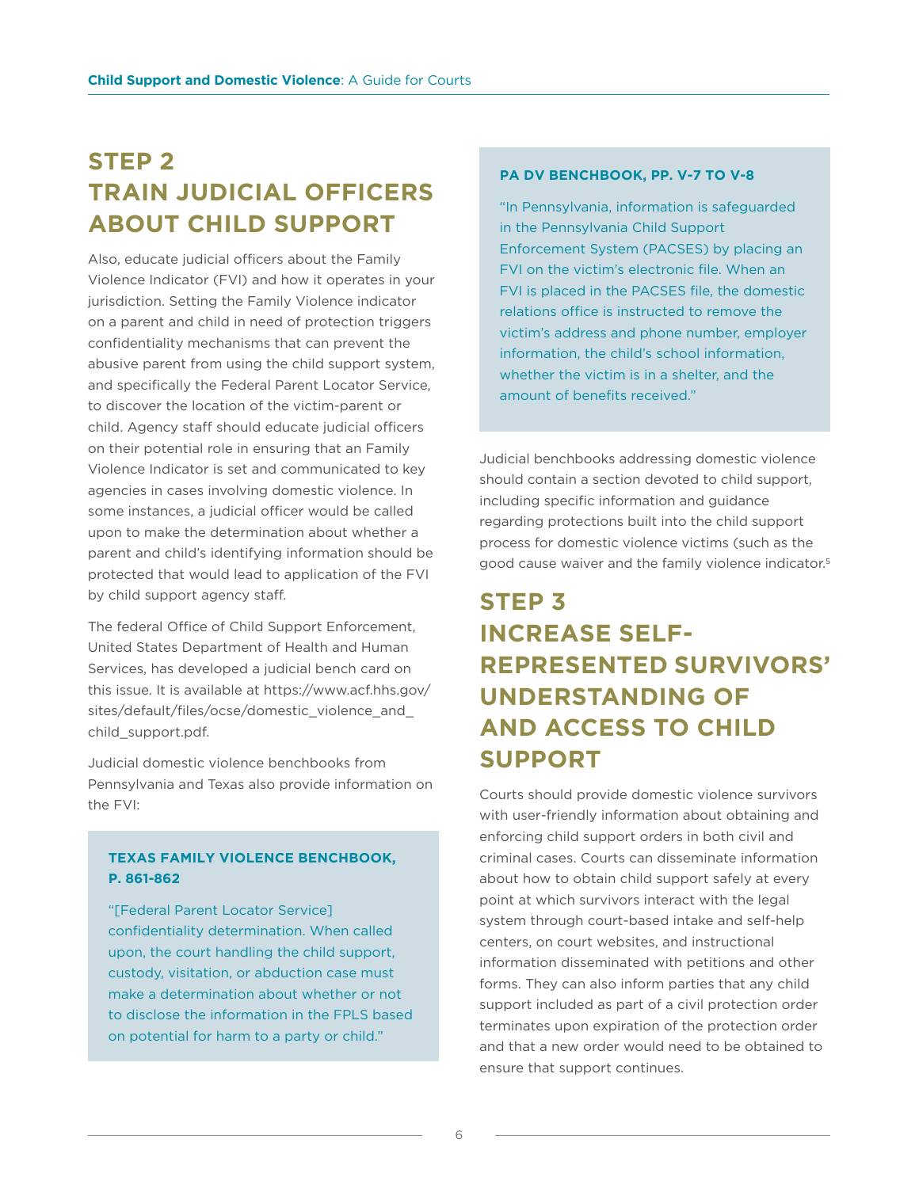## STEP 2 TRAIN JUDICIAL OFFICERS ABOUT CHILD SUPPORT

Also, educate judicial officers about the Family Violence Indicator (FVI) and how it operates in your jurisdiction. Setting the Family Violence indicator on a parent and child in need of protection triggers confidentiality mechanisms that can prevent the abusive parent from using the child support system, and specifically the Federal Parent Locator Service, to discover the location of the victim-parent or child. Agency staff should educate judicial officers on their potential role in ensuring that an Family Violence Indicator is set and communicated to key agencies in cases involving domestic violence. In some instances, a judicial officer would be called upon to make the determination about whether a parent and child's identifying information should be protected that would lead to application of the FVI by child support agency staff.

The federal Office of Child Support Enforcement, United States Department of Health and Human Services, has developed a judicial bench card on this issue. It is available at https://www.acf.hhs.gov/sites/default/files/ocse/domestic_violence_and_child_support.pdf.

Judicial domestic violence benchbooks from Pennsylvania and Texas also provide information on the FVI:

**TEXAS FAMILY VIOLENCE BENCHBOOK, P. 861-862**

"[Federal Parent Locator Service] confidentiality determination. When called upon, the court handling the child support, custody, visitation, or abduction case must make a determination about whether or not to disclose the information in the FPLS based on potential for harm to a party or child."

**PA DV BENCHBOOK, PP. V-7 TO V-8**

"In Pennsylvania, information is safeguarded in the Pennsylvania Child Support Enforcement System (PACSES) by placing an FVI on the victim's electronic file. When an FVI is placed in the PACSES file, the domestic relations office is instructed to remove the victim's address and phone number, employer information, the child's school information, whether the victim is in a shelter, and the amount of benefits received."

Judicial benchbooks addressing domestic violence should contain a section devoted to child support, including specific information and guidance regarding protections built into the child support process for domestic violence victims (such as the good cause waiver and the family violence indicator.[5]

## STEP 3 INCREASE SELF-REPRESENTED SURVIVORS' UNDERSTANDING OF AND ACCESS TO CHILD SUPPORT

Courts should provide domestic violence survivors with user-friendly information about obtaining and enforcing child support orders in both civil and criminal cases. Courts can disseminate information about how to obtain child support safely at every point at which survivors interact with the legal system through court-based intake and self-help centers, on court websites, and instructional information disseminated with petitions and other forms. They can also inform parties that any child support included as part of a civil protection order terminates upon expiration of the protection order and that a new order would need to be obtained to ensure that support continues.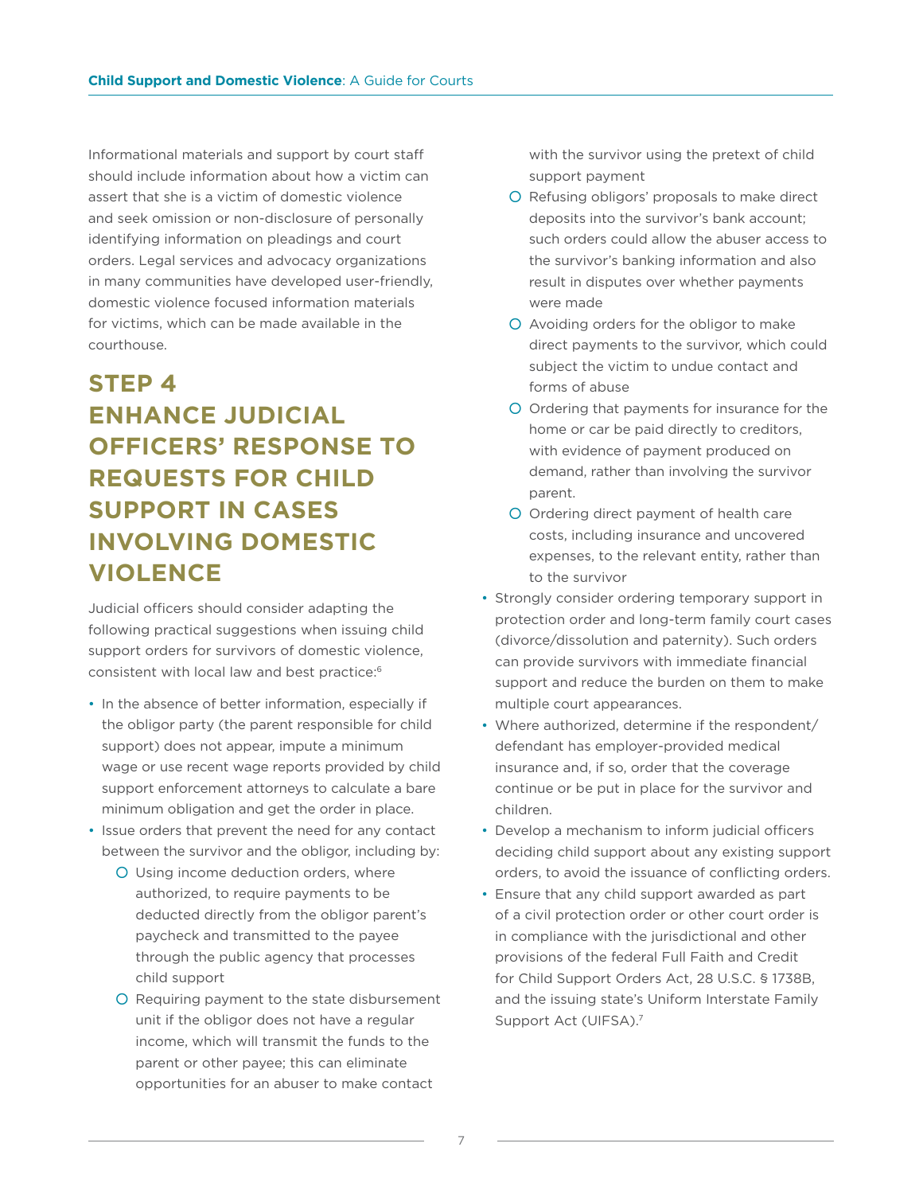Informational materials and support by court staff should include information about how a victim can assert that she is a victim of domestic violence and seek omission or non-disclosure of personally identifying information on pleadings and court orders. Legal services and advocacy organizations in many communities have developed user-friendly, domestic violence focused information materials for victims, which can be made available in the courthouse.

## STEP 4 ENHANCE JUDICIAL OFFICERS' RESPONSE TO REQUESTS FOR CHILD SUPPORT IN CASES INVOLVING DOMESTIC VIOLENCE

Judicial officers should consider adapting the following practical suggestions when issuing child support orders for survivors of domestic violence, consistent with local law and best practice:[6]

- In the absence of better information, especially if the obligor party (the parent responsible for child support) does not appear, impute a minimum wage or use recent wage reports provided by child support enforcement attorneys to calculate a bare minimum obligation and get the order in place.
- Issue orders that prevent the need for any contact between the survivor and the obligor, including by:
    - Using income deduction orders, where authorized, to require payments to be deducted directly from the obligor parent's paycheck and transmitted to the payee through the public agency that processes child support
    - Requiring payment to the state disbursement unit if the obligor does not have a regular income, which will transmit the funds to the parent or other payee; this can eliminate opportunities for an abuser to make contact with the survivor using the pretext of child support payment
    - Refusing obligors' proposals to make direct deposits into the survivor's bank account; such orders could allow the abuser access to the survivor's banking information and also result in disputes over whether payments were made
    - Avoiding orders for the obligor to make direct payments to the survivor, which could subject the victim to undue contact and forms of abuse
    - Ordering that payments for insurance for the home or car be paid directly to creditors, with evidence of payment produced on demand, rather than involving the survivor parent.
    - Ordering direct payment of health care costs, including insurance and uncovered expenses, to the relevant entity, rather than to the survivor
- Strongly consider ordering temporary support in protection order and long-term family court cases (divorce/dissolution and paternity). Such orders can provide survivors with immediate financial support and reduce the burden on them to make multiple court appearances.
- Where authorized, determine if the respondent/defendant has employer-provided medical insurance and, if so, order that the coverage continue or be put in place for the survivor and children.
- Develop a mechanism to inform judicial officers deciding child support about any existing support orders, to avoid the issuance of conflicting orders.
- Ensure that any child support awarded as part of a civil protection order or other court order is in compliance with the jurisdictional and other provisions of the federal Full Faith and Credit for Child Support Orders Act, 28 U.S.C. § 1738B, and the issuing state's Uniform Interstate Family Support Act (UIFSA).[7]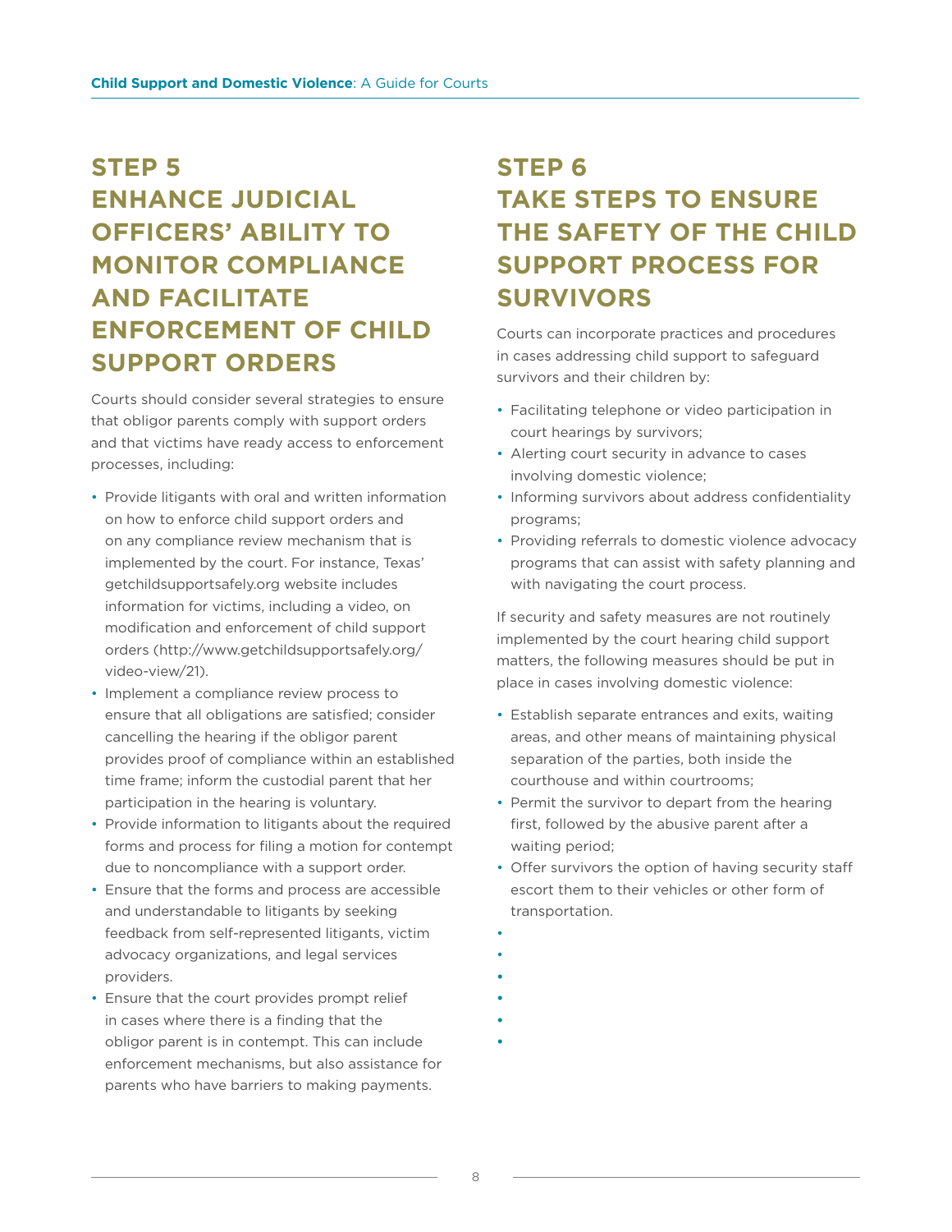## STEP 5
## ENHANCE JUDICIAL OFFICERS' ABILITY TO MONITOR COMPLIANCE AND FACILITATE ENFORCEMENT OF CHILD SUPPORT ORDERS

Courts should consider several strategies to ensure that obligor parents comply with support orders and that victims have ready access to enforcement processes, including:

- Provide litigants with oral and written information on how to enforce child support orders and on any compliance review mechanism that is implemented by the court. For instance, Texas' getchildsupportsafely.org website includes information for victims, including a video, on modification and enforcement of child support orders (http://www.getchildsupportsafely.org/video-view/21).
- Implement a compliance review process to ensure that all obligations are satisfied; consider cancelling the hearing if the obligor parent provides proof of compliance within an established time frame; inform the custodial parent that her participation in the hearing is voluntary.
- Provide information to litigants about the required forms and process for filing a motion for contempt due to noncompliance with a support order.
- Ensure that the forms and process are accessible and understandable to litigants by seeking feedback from self-represented litigants, victim advocacy organizations, and legal services providers.
- Ensure that the court provides prompt relief in cases where there is a finding that the obligor parent is in contempt. This can include enforcement mechanisms, but also assistance for parents who have barriers to making payments.

## STEP 6
## TAKE STEPS TO ENSURE THE SAFETY OF THE CHILD SUPPORT PROCESS FOR SURVIVORS

Courts can incorporate practices and procedures in cases addressing child support to safeguard survivors and their children by:

- Facilitating telephone or video participation in court hearings by survivors;
- Alerting court security in advance to cases involving domestic violence;
- Informing survivors about address confidentiality programs;
- Providing referrals to domestic violence advocacy programs that can assist with safety planning and with navigating the court process.

If security and safety measures are not routinely implemented by the court hearing child support matters, the following measures should be put in place in cases involving domestic violence:

- Establish separate entrances and exits, waiting areas, and other means of maintaining physical separation of the parties, both inside the courthouse and within courtrooms;
- Permit the survivor to depart from the hearing first, followed by the abusive parent after a waiting period;
- Offer survivors the option of having security staff escort them to their vehicles or other form of transportation.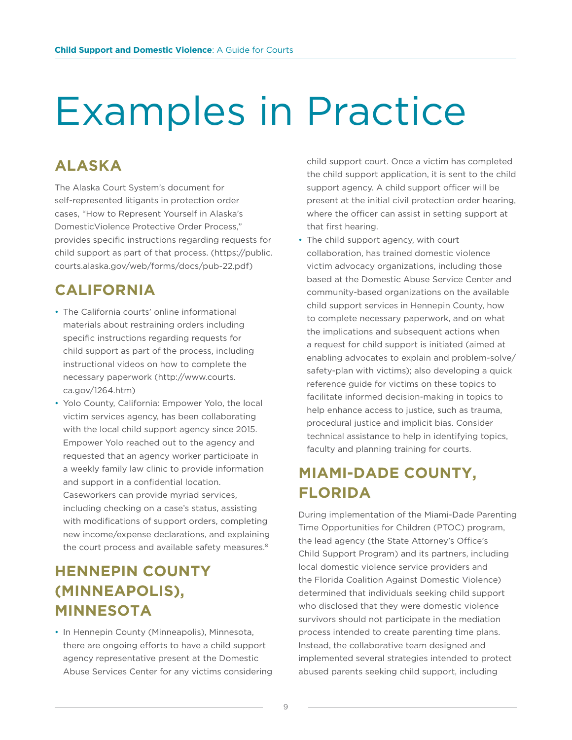# Examples in Practice

## ALASKA

The Alaska Court System's document for self-represented litigants in protection order cases, "How to Represent Yourself in Alaska's DomesticViolence Protective Order Process," provides specific instructions regarding requests for child support as part of that process. (https://public.courts.alaska.gov/web/forms/docs/pub-22.pdf)

## CALIFORNIA

- The California courts' online informational materials about restraining orders including specific instructions regarding requests for child support as part of the process, including instructional videos on how to complete the necessary paperwork (http://www.courts.ca.gov/1264.htm)
- Yolo County, California: Empower Yolo, the local victim services agency, has been collaborating with the local child support agency since 2015. Empower Yolo reached out to the agency and requested that an agency worker participate in a weekly family law clinic to provide information and support in a confidential location. Caseworkers can provide myriad services, including checking on a case's status, assisting with modifications of support orders, completing new income/expense declarations, and explaining the court process and available safety measures.[8]

## HENNEPIN COUNTY (MINNEAPOLIS), MINNESOTA

- In Hennepin County (Minneapolis), Minnesota, there are ongoing efforts to have a child support agency representative present at the Domestic Abuse Services Center for any victims considering child support court. Once a victim has completed the child support application, it is sent to the child support agency. A child support officer will be present at the initial civil protection order hearing, where the officer can assist in setting support at that first hearing.
- The child support agency, with court collaboration, has trained domestic violence victim advocacy organizations, including those based at the Domestic Abuse Service Center and community-based organizations on the available child support services in Hennepin County, how to complete necessary paperwork, and on what the implications and subsequent actions when a request for child support is initiated (aimed at enabling advocates to explain and problem-solve/safety-plan with victims); also developing a quick reference guide for victims on these topics to facilitate informed decision-making in topics to help enhance access to justice, such as trauma, procedural justice and implicit bias. Consider technical assistance to help in identifying topics, faculty and planning training for courts.

## MIAMI-DADE COUNTY, FLORIDA

During implementation of the Miami-Dade Parenting Time Opportunities for Children (PTOC) program, the lead agency (the State Attorney's Office's Child Support Program) and its partners, including local domestic violence service providers and the Florida Coalition Against Domestic Violence) determined that individuals seeking child support who disclosed that they were domestic violence survivors should not participate in the mediation process intended to create parenting time plans. Instead, the collaborative team designed and implemented several strategies intended to protect abused parents seeking child support, including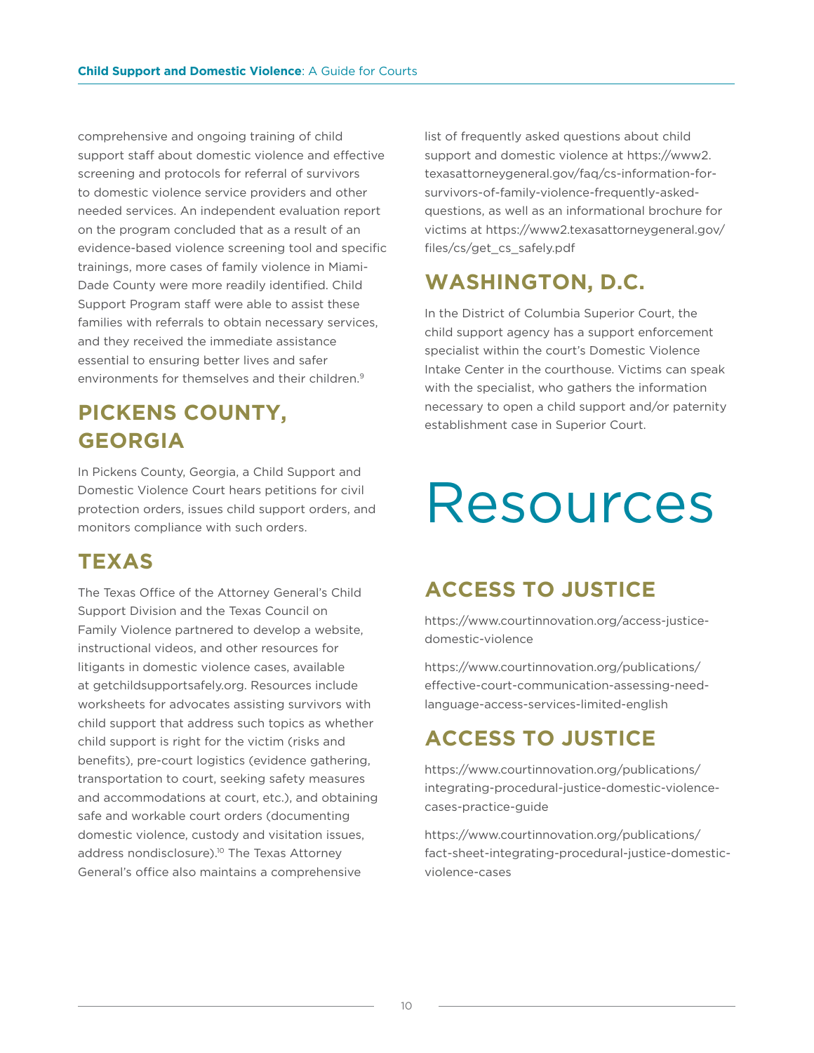comprehensive and ongoing training of child support staff about domestic violence and effective screening and protocols for referral of survivors to domestic violence service providers and other needed services. An independent evaluation report on the program concluded that as a result of an evidence-based violence screening tool and specific trainings, more cases of family violence in Miami-Dade County were more readily identified. Child Support Program staff were able to assist these families with referrals to obtain necessary services, and they received the immediate assistance essential to ensuring better lives and safer environments for themselves and their children.[9]

## PICKENS COUNTY, GEORGIA

In Pickens County, Georgia, a Child Support and Domestic Violence Court hears petitions for civil protection orders, issues child support orders, and monitors compliance with such orders.

## TEXAS

The Texas Office of the Attorney General's Child Support Division and the Texas Council on Family Violence partnered to develop a website, instructional videos, and other resources for litigants in domestic violence cases, available at getchildsupportsafely.org. Resources include worksheets for advocates assisting survivors with child support that address such topics as whether child support is right for the victim (risks and benefits), pre-court logistics (evidence gathering, transportation to court, seeking safety measures and accommodations at court, etc.), and obtaining safe and workable court orders (documenting domestic violence, custody and visitation issues, address nondisclosure).[10] The Texas Attorney General's office also maintains a comprehensive list of frequently asked questions about child support and domestic violence at https://www2.texasattorneygeneral.gov/faq/cs-information-for-survivors-of-family-violence-frequently-asked-questions, as well as an informational brochure for victims at https://www2.texasattorneygeneral.gov/files/cs/get_cs_safely.pdf

## WASHINGTON, D.C.

In the District of Columbia Superior Court, the child support agency has a support enforcement specialist within the court's Domestic Violence Intake Center in the courthouse. Victims can speak with the specialist, who gathers the information necessary to open a child support and/or paternity establishment case in Superior Court.

# Resources

## ACCESS TO JUSTICE

https://www.courtinnovation.org/access-justice-domestic-violence

https://www.courtinnovation.org/publications/effective-court-communication-assessing-need-language-access-services-limited-english

## ACCESS TO JUSTICE

https://www.courtinnovation.org/publications/integrating-procedural-justice-domestic-violence-cases-practice-guide

https://www.courtinnovation.org/publications/fact-sheet-integrating-procedural-justice-domestic-violence-cases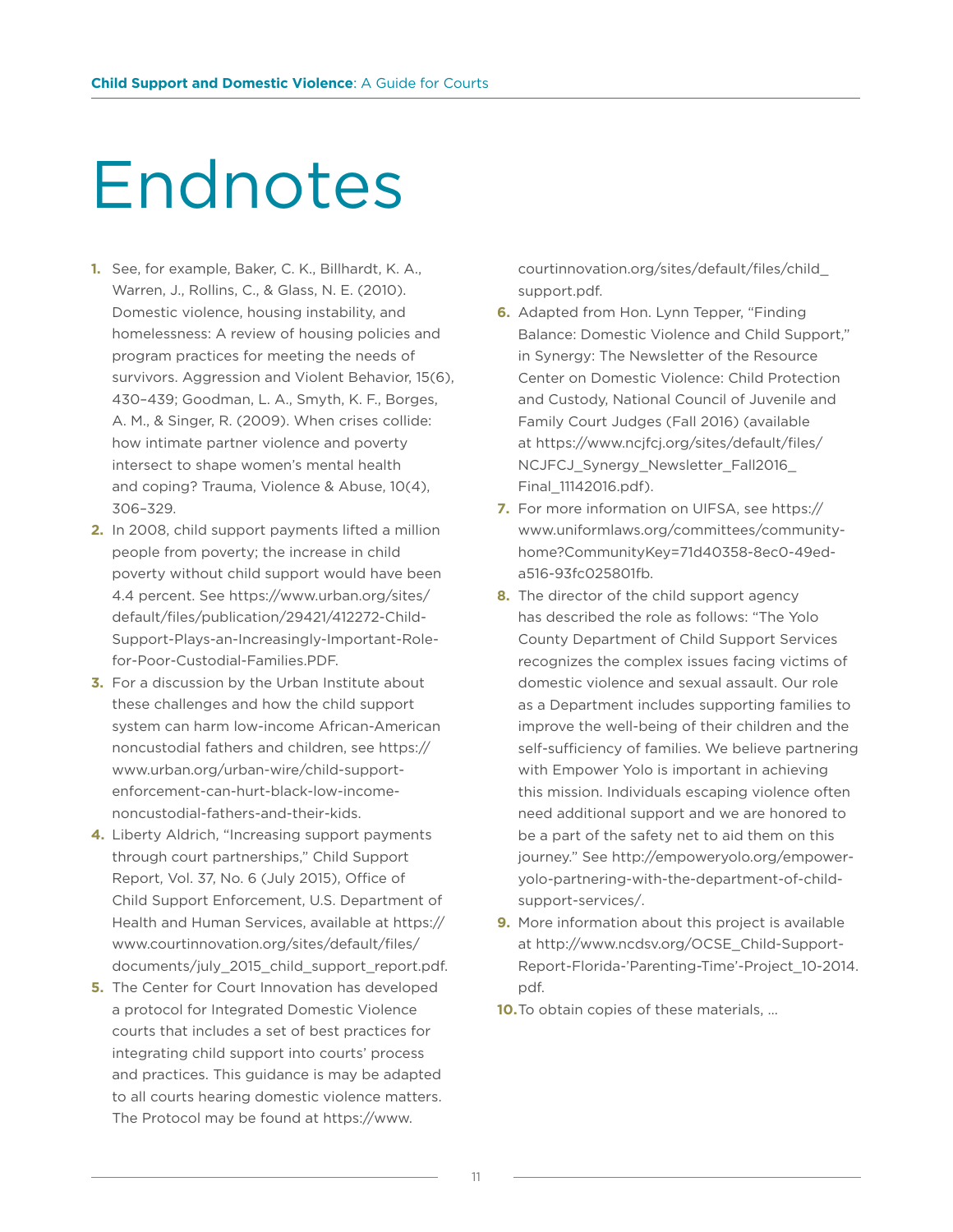# Endnotes

1. See, for example, Baker, C. K., Billhardt, K. A., Warren, J., Rollins, C., & Glass, N. E. (2010). Domestic violence, housing instability, and homelessness: A review of housing policies and program practices for meeting the needs of survivors. Aggression and Violent Behavior, 15(6), 430–439; Goodman, L. A., Smyth, K. F., Borges, A. M., & Singer, R. (2009). When crises collide: how intimate partner violence and poverty intersect to shape women's mental health and coping? Trauma, Violence & Abuse, 10(4), 306–329.
2. In 2008, child support payments lifted a million people from poverty; the increase in child poverty without child support would have been 4.4 percent. See https://www.urban.org/sites/default/files/publication/29421/412272-Child-Support-Plays-an-Increasingly-Important-Role-for-Poor-Custodial-Families.PDF.
3. For a discussion by the Urban Institute about these challenges and how the child support system can harm low-income African-American noncustodial fathers and children, see https://www.urban.org/urban-wire/child-support-enforcement-can-hurt-black-low-income-noncustodial-fathers-and-their-kids.
4. Liberty Aldrich, "Increasing support payments through court partnerships," Child Support Report, Vol. 37, No. 6 (July 2015), Office of Child Support Enforcement, U.S. Department of Health and Human Services, available at https://www.courtinnovation.org/sites/default/files/documents/july_2015_child_support_report.pdf.
5. The Center for Court Innovation has developed a protocol for Integrated Domestic Violence courts that includes a set of best practices for integrating child support into courts' process and practices. This guidance is may be adapted to all courts hearing domestic violence matters. The Protocol may be found at https://www.courtinnovation.org/sites/default/files/child_support.pdf.
6. Adapted from Hon. Lynn Tepper, "Finding Balance: Domestic Violence and Child Support," in Synergy: The Newsletter of the Resource Center on Domestic Violence: Child Protection and Custody, National Council of Juvenile and Family Court Judges (Fall 2016) (available at https://www.ncjfcj.org/sites/default/files/NCJFCJ_Synergy_Newsletter_Fall2016_Final_11142016.pdf).
7. For more information on UIFSA, see https://www.uniformlaws.org/committees/community-home?CommunityKey=71d40358-8ec0-49ed-a516-93fc025801fb.
8. The director of the child support agency has described the role as follows: "The Yolo County Department of Child Support Services recognizes the complex issues facing victims of domestic violence and sexual assault. Our role as a Department includes supporting families to improve the well-being of their children and the self-sufficiency of families. We believe partnering with Empower Yolo is important in achieving this mission. Individuals escaping violence often need additional support and we are honored to be a part of the safety net to aid them on this journey." See http://empoweryolo.org/empower-yolo-partnering-with-the-department-of-child-support-services/.
9. More information about this project is available at http://www.ncdsv.org/OCSE_Child-Support-Report-Florida-'Parenting-Time'-Project_10-2014.pdf.
10. To obtain copies of these materials, ...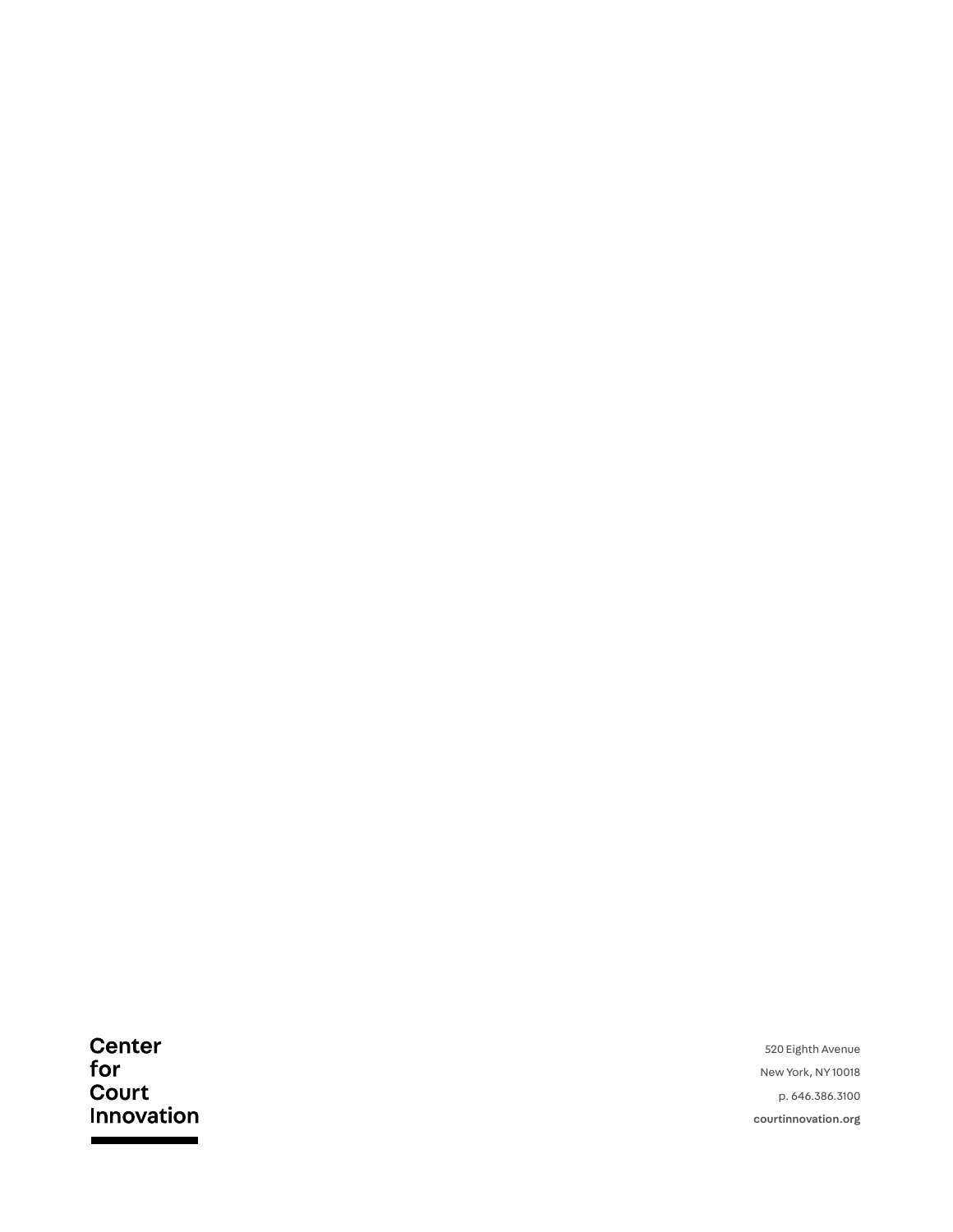Center
for
Court
Innovation

520 Eighth Avenue

New York, NY 10018

p. 646.386.3100

courtinnovation.org